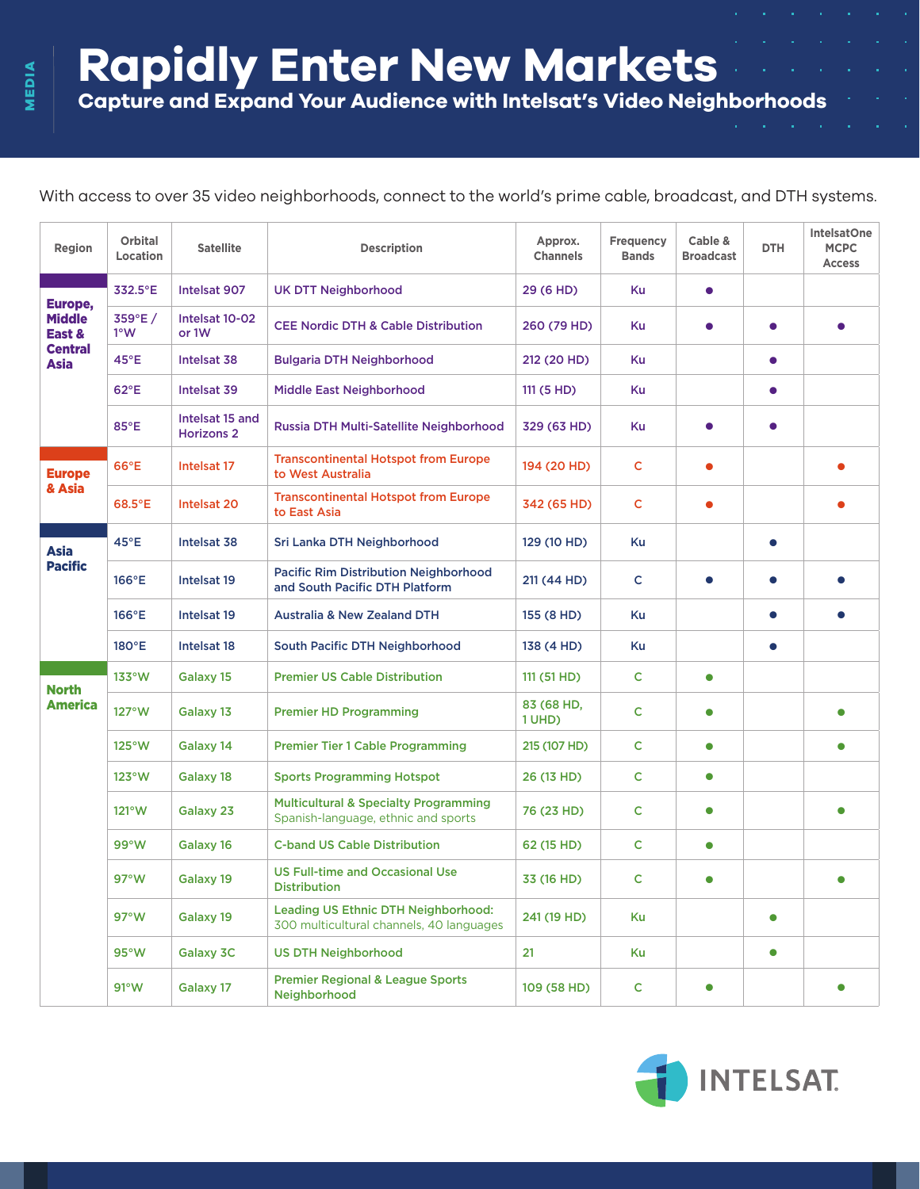MEDIA

# Rapidly Enter New Markets

## Capture and Expand Your Audience with Intelsat's Video Neighborhoods

With access to over 35 video neighborhoods, connect to the world's prime cable, broadcast, and DTH systems.

| Region | Orbital Location | Satellite | Description | Approx. Channels | Frequency Bands | Cable & Broadcast | DTH | IntelsatOne MCPC Access |
|---|---|---|---|---|---|---|---|---|
| Europe, Middle East & Central Asia | 332.5°E | Intelsat 907 | UK DTT Neighborhood | 29 (6 HD) | Ku | ● | | |
| | 359°E / 1°W | Intelsat 10-02 or 1W | CEE Nordic DTH & Cable Distribution | 260 (79 HD) | Ku | ● | ● | ● |
| | 45°E | Intelsat 38 | Bulgaria DTH Neighborhood | 212 (20 HD) | Ku | | ● | |
| | 62°E | Intelsat 39 | Middle East Neighborhood | 111 (5 HD) | Ku | | ● | |
| | 85°E | Intelsat 15 and Horizons 2 | Russia DTH Multi-Satellite Neighborhood | 329 (63 HD) | Ku | ● | ● | |
| Europe & Asia | 66°E | Intelsat 17 | Transcontinental Hotspot from Europe to West Australia | 194 (20 HD) | C | ● | | ● |
| | 68.5°E | Intelsat 20 | Transcontinental Hotspot from Europe to East Asia | 342 (65 HD) | C | ● | | ● |
| Asia Pacific | 45°E | Intelsat 38 | Sri Lanka DTH Neighborhood | 129 (10 HD) | Ku | | ● | |
| | 166°E | Intelsat 19 | Pacific Rim Distribution Neighborhood and South Pacific DTH Platform | 211 (44 HD) | C | ● | ● | ● |
| | 166°E | Intelsat 19 | Australia & New Zealand DTH | 155 (8 HD) | Ku | | ● | ● |
| | 180°E | Intelsat 18 | South Pacific DTH Neighborhood | 138 (4 HD) | Ku | | ● | |
| North America | 133°W | Galaxy 15 | Premier US Cable Distribution | 111 (51 HD) | C | ● | | |
| | 127°W | Galaxy 13 | Premier HD Programming | 83 (68 HD, 1 UHD) | C | ● | | ● |
| | 125°W | Galaxy 14 | Premier Tier 1 Cable Programming | 215 (107 HD) | C | ● | | ● |
| | 123°W | Galaxy 18 | Sports Programming Hotspot | 26 (13 HD) | C | ● | | |
| | 121°W | Galaxy 23 | Multicultural & Specialty Programming Spanish-language, ethnic and sports | 76 (23 HD) | C | ● | | ● |
| | 99°W | Galaxy 16 | C-band US Cable Distribution | 62 (15 HD) | C | ● | | |
| | 97°W | Galaxy 19 | US Full-time and Occasional Use Distribution | 33 (16 HD) | C | ● | | ● |
| | 97°W | Galaxy 19 | Leading US Ethnic DTH Neighborhood: 300 multicultural channels, 40 languages | 241 (19 HD) | Ku | | ● | |
| | 95°W | Galaxy 3C | US DTH Neighborhood | 21 | Ku | | ● | |
| | 91°W | Galaxy 17 | Premier Regional & League Sports Neighborhood | 109 (58 HD) | C | ● | | ● |

INTELSAT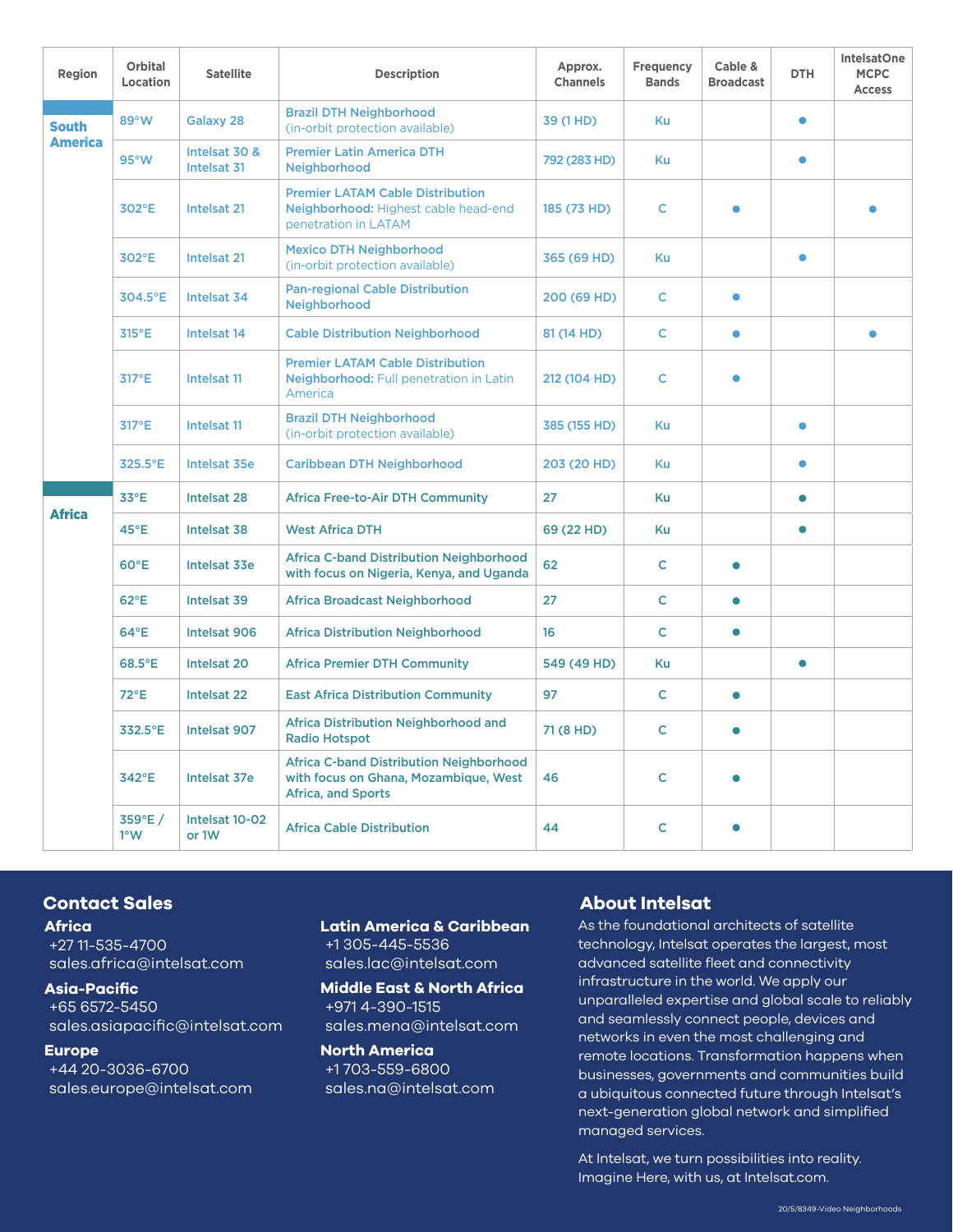| Region | Orbital Location | Satellite | Description | Approx. Channels | Frequency Bands | Cable & Broadcast | DTH | IntelsatOne MCPC Access |
|---|---|---|---|---|---|---|---|---|
| South America | 89°W | Galaxy 28 | Brazil DTH Neighborhood (in-orbit protection available) | 39 (1 HD) | Ku | | ● | |
| | 95°W | Intelsat 30 & Intelsat 31 | Premier Latin America DTH Neighborhood | 792 (283 HD) | Ku | | ● | |
| | 302°E | Intelsat 21 | Premier LATAM Cable Distribution Neighborhood: Highest cable head-end penetration in LATAM | 185 (73 HD) | C | ● | | ● |
| | 302°E | Intelsat 21 | Mexico DTH Neighborhood (in-orbit protection available) | 365 (69 HD) | Ku | | ● | |
| | 304.5°E | Intelsat 34 | Pan-regional Cable Distribution Neighborhood | 200 (69 HD) | C | ● | | |
| | 315°E | Intelsat 14 | Cable Distribution Neighborhood | 81 (14 HD) | C | ● | | ● |
| | 317°E | Intelsat 11 | Premier LATAM Cable Distribution Neighborhood: Full penetration in Latin America | 212 (104 HD) | C | ● | | |
| | 317°E | Intelsat 11 | Brazil DTH Neighborhood (in-orbit protection available) | 385 (155 HD) | Ku | | ● | |
| | 325.5°E | Intelsat 35e | Caribbean DTH Neighborhood | 203 (20 HD) | Ku | | ● | |
| Africa | 33°E | Intelsat 28 | Africa Free-to-Air DTH Community | 27 | Ku | | ● | |
| | 45°E | Intelsat 38 | West Africa DTH | 69 (22 HD) | Ku | | ● | |
| | 60°E | Intelsat 33e | Africa C-band Distribution Neighborhood with focus on Nigeria, Kenya, and Uganda | 62 | C | ● | | |
| | 62°E | Intelsat 39 | Africa Broadcast Neighborhood | 27 | C | ● | | |
| | 64°E | Intelsat 906 | Africa Distribution Neighborhood | 16 | C | ● | | |
| | 68.5°E | Intelsat 20 | Africa Premier DTH Community | 549 (49 HD) | Ku | | ● | |
| | 72°E | Intelsat 22 | East Africa Distribution Community | 97 | C | ● | | |
| | 332.5°E | Intelsat 907 | Africa Distribution Neighborhood and Radio Hotspot | 71 (8 HD) | C | ● | | |
| | 342°E | Intelsat 37e | Africa C-band Distribution Neighborhood with focus on Ghana, Mozambique, West Africa, and Sports | 46 | C | ● | | |
| | 359°E / 1°W | Intelsat 10-02 or 1W | Africa Cable Distribution | 44 | C | ● | | |

## Contact Sales

**Africa**
+27 11-535-4700
sales.africa@intelsat.com

**Asia-Pacific**
+65 6572-5450
sales.asiapacific@intelsat.com

**Europe**
+44 20-3036-6700
sales.europe@intelsat.com

**Latin America & Caribbean**
+1 305-445-5536
sales.lac@intelsat.com

**Middle East & North Africa**
+971 4-390-1515
sales.mena@intelsat.com

**North America**
+1 703-559-6800
sales.na@intelsat.com

## About Intelsat

As the foundational architects of satellite technology, Intelsat operates the largest, most advanced satellite fleet and connectivity infrastructure in the world. We apply our unparalleled expertise and global scale to reliably and seamlessly connect people, devices and networks in even the most challenging and remote locations. Transformation happens when businesses, governments and communities build a ubiquitous connected future through Intelsat's next-generation global network and simplified managed services.

At Intelsat, we turn possibilities into reality. Imagine Here, with us, at Intelsat.com.

20/5/8349-Video Neighborhoods